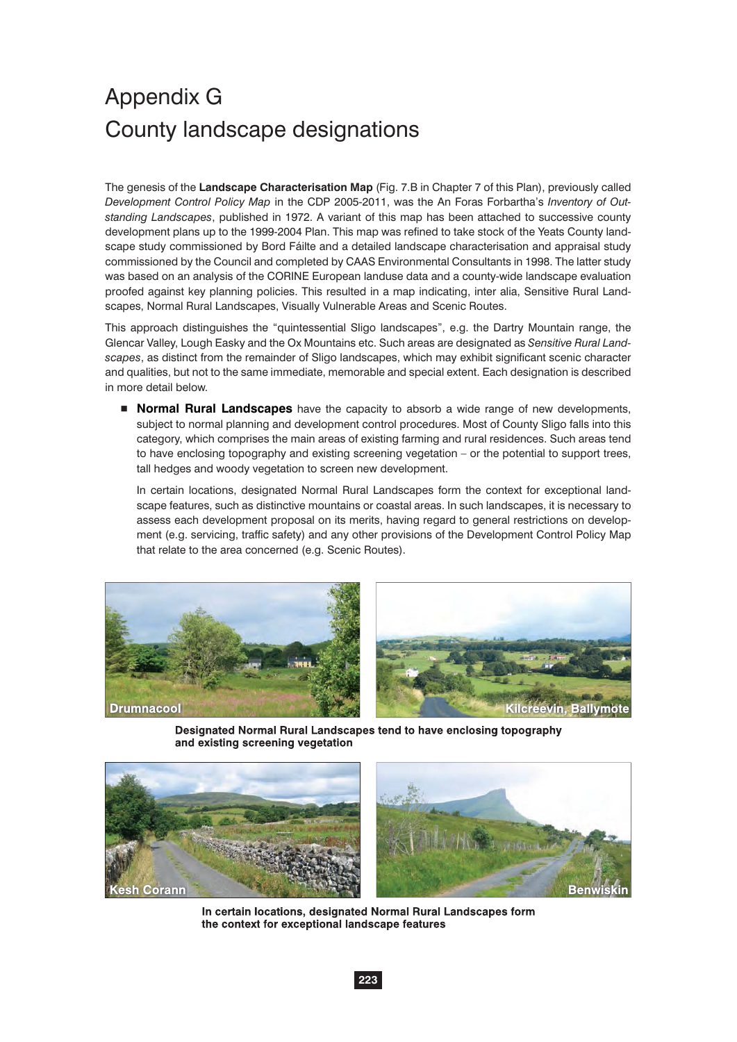# Appendix G
# County landscape designations

The genesis of the **Landscape Characterisation Map** (Fig. 7.B in Chapter 7 of this Plan), previously called *Development Control Policy Map* in the CDP 2005-2011, was the An Foras Forbartha's *Inventory of Outstanding Landscapes*, published in 1972. A variant of this map has been attached to successive county development plans up to the 1999-2004 Plan. This map was refined to take stock of the Yeats County landscape study commissioned by Bord Fáilte and a detailed landscape characterisation and appraisal study commissioned by the Council and completed by CAAS Environmental Consultants in 1998. The latter study was based on an analysis of the CORINE European landuse data and a county-wide landscape evaluation proofed against key planning policies. This resulted in a map indicating, inter alia, Sensitive Rural Landscapes, Normal Rural Landscapes, Visually Vulnerable Areas and Scenic Routes.

This approach distinguishes the "quintessential Sligo landscapes", e.g. the Dartry Mountain range, the Glencar Valley, Lough Easky and the Ox Mountains etc. Such areas are designated as *Sensitive Rural Landscapes*, as distinct from the remainder of Sligo landscapes, which may exhibit significant scenic character and qualities, but not to the same immediate, memorable and special extent. Each designation is described in more detail below.

- **Normal Rural Landscapes** have the capacity to absorb a wide range of new developments, subject to normal planning and development control procedures. Most of County Sligo falls into this category, which comprises the main areas of existing farming and rural residences. Such areas tend to have enclosing topography and existing screening vegetation – or the potential to support trees, tall hedges and woody vegetation to screen new development.

  In certain locations, designated Normal Rural Landscapes form the context for exceptional landscape features, such as distinctive mountains or coastal areas. In such landscapes, it is necessary to assess each development proposal on its merits, having regard to general restrictions on development (e.g. servicing, traffic safety) and any other provisions of the Development Control Policy Map that relate to the area concerned (e.g. Scenic Routes).

Drumnacool

Kilcreevin, Ballymote

**Designated Normal Rural Landscapes tend to have enclosing topography and existing screening vegetation**

Kesh Corann

Benwiskin

**In certain locations, designated Normal Rural Landscapes form the context for exceptional landscape features**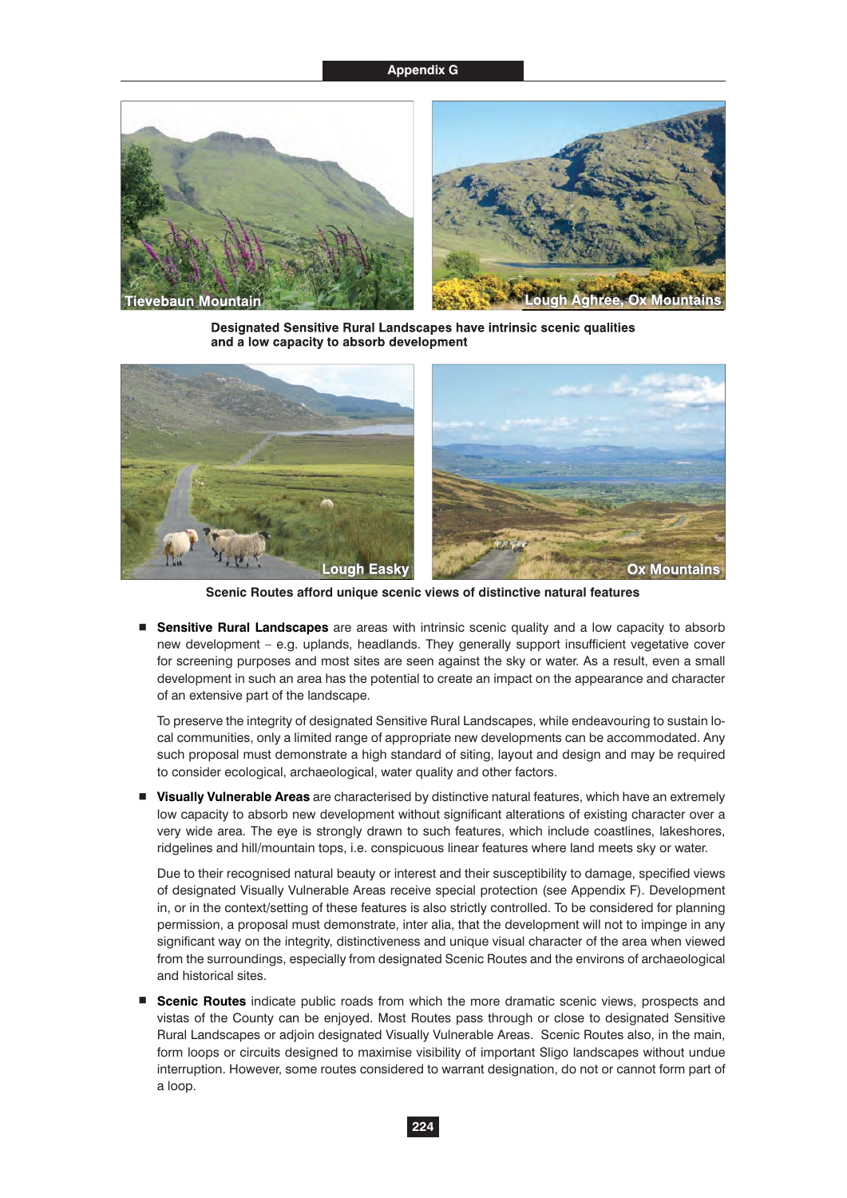Designated Sensitive Rural Landscapes have intrinsic scenic qualities and a low capacity to absorb development

Scenic Routes afford unique scenic views of distinctive natural features

- **Sensitive Rural Landscapes** are areas with intrinsic scenic quality and a low capacity to absorb new development – e.g. uplands, headlands. They generally support insufficient vegetative cover for screening purposes and most sites are seen against the sky or water. As a result, even a small development in such an area has the potential to create an impact on the appearance and character of an extensive part of the landscape.

  To preserve the integrity of designated Sensitive Rural Landscapes, while endeavouring to sustain local communities, only a limited range of appropriate new developments can be accommodated. Any such proposal must demonstrate a high standard of siting, layout and design and may be required to consider ecological, archaeological, water quality and other factors.

- **Visually Vulnerable Areas** are characterised by distinctive natural features, which have an extremely low capacity to absorb new development without significant alterations of existing character over a very wide area. The eye is strongly drawn to such features, which include coastlines, lakeshores, ridgelines and hill/mountain tops, i.e. conspicuous linear features where land meets sky or water.

  Due to their recognised natural beauty or interest and their susceptibility to damage, specified views of designated Visually Vulnerable Areas receive special protection (see Appendix F). Development in, or in the context/setting of these features is also strictly controlled. To be considered for planning permission, a proposal must demonstrate, inter alia, that the development will not to impinge in any significant way on the integrity, distinctiveness and unique visual character of the area when viewed from the surroundings, especially from designated Scenic Routes and the environs of archaeological and historical sites.

- **Scenic Routes** indicate public roads from which the more dramatic scenic views, prospects and vistas of the County can be enjoyed. Most Routes pass through or close to designated Sensitive Rural Landscapes or adjoin designated Visually Vulnerable Areas. Scenic Routes also, in the main, form loops or circuits designed to maximise visibility of important Sligo landscapes without undue interruption. However, some routes considered to warrant designation, do not or cannot form part of a loop.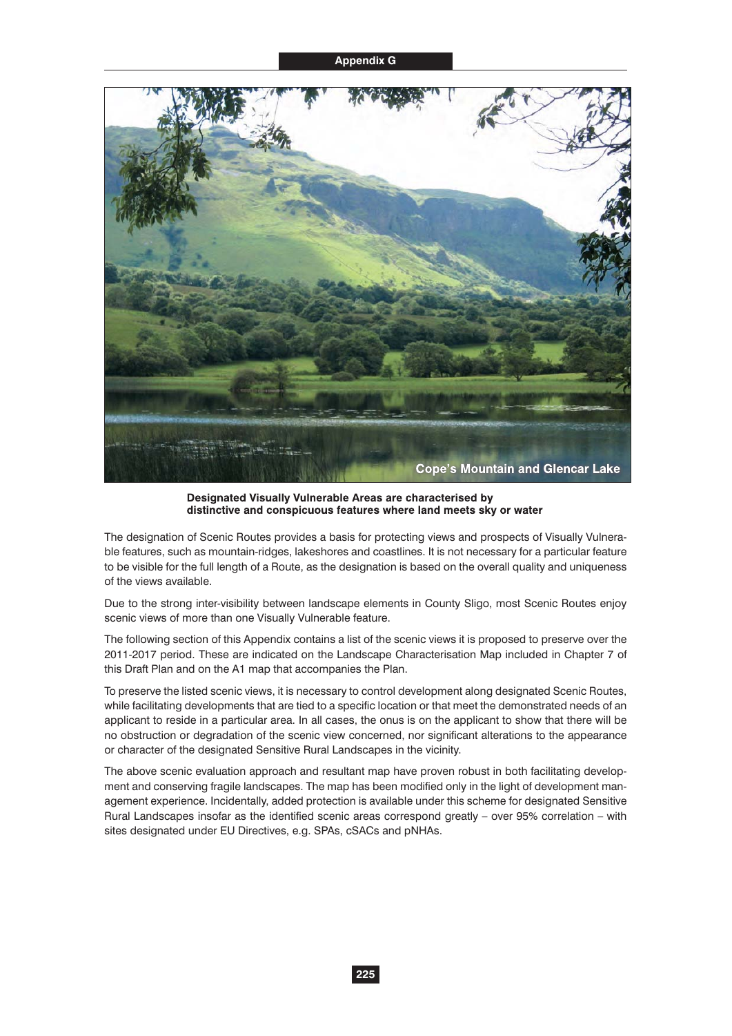**Designated Visually Vulnerable Areas are characterised by distinctive and conspicuous features where land meets sky or water**

The designation of Scenic Routes provides a basis for protecting views and prospects of Visually Vulnerable features, such as mountain-ridges, lakeshores and coastlines. It is not necessary for a particular feature to be visible for the full length of a Route, as the designation is based on the overall quality and uniqueness of the views available.

Due to the strong inter-visibility between landscape elements in County Sligo, most Scenic Routes enjoy scenic views of more than one Visually Vulnerable feature.

The following section of this Appendix contains a list of the scenic views it is proposed to preserve over the 2011-2017 period. These are indicated on the Landscape Characterisation Map included in Chapter 7 of this Draft Plan and on the A1 map that accompanies the Plan.

To preserve the listed scenic views, it is necessary to control development along designated Scenic Routes, while facilitating developments that are tied to a specific location or that meet the demonstrated needs of an applicant to reside in a particular area. In all cases, the onus is on the applicant to show that there will be no obstruction or degradation of the scenic view concerned, nor significant alterations to the appearance or character of the designated Sensitive Rural Landscapes in the vicinity.

The above scenic evaluation approach and resultant map have proven robust in both facilitating development and conserving fragile landscapes. The map has been modified only in the light of development management experience. Incidentally, added protection is available under this scheme for designated Sensitive Rural Landscapes insofar as the identified scenic areas correspond greatly – over 95% correlation – with sites designated under EU Directives, e.g. SPAs, cSACs and pNHAs.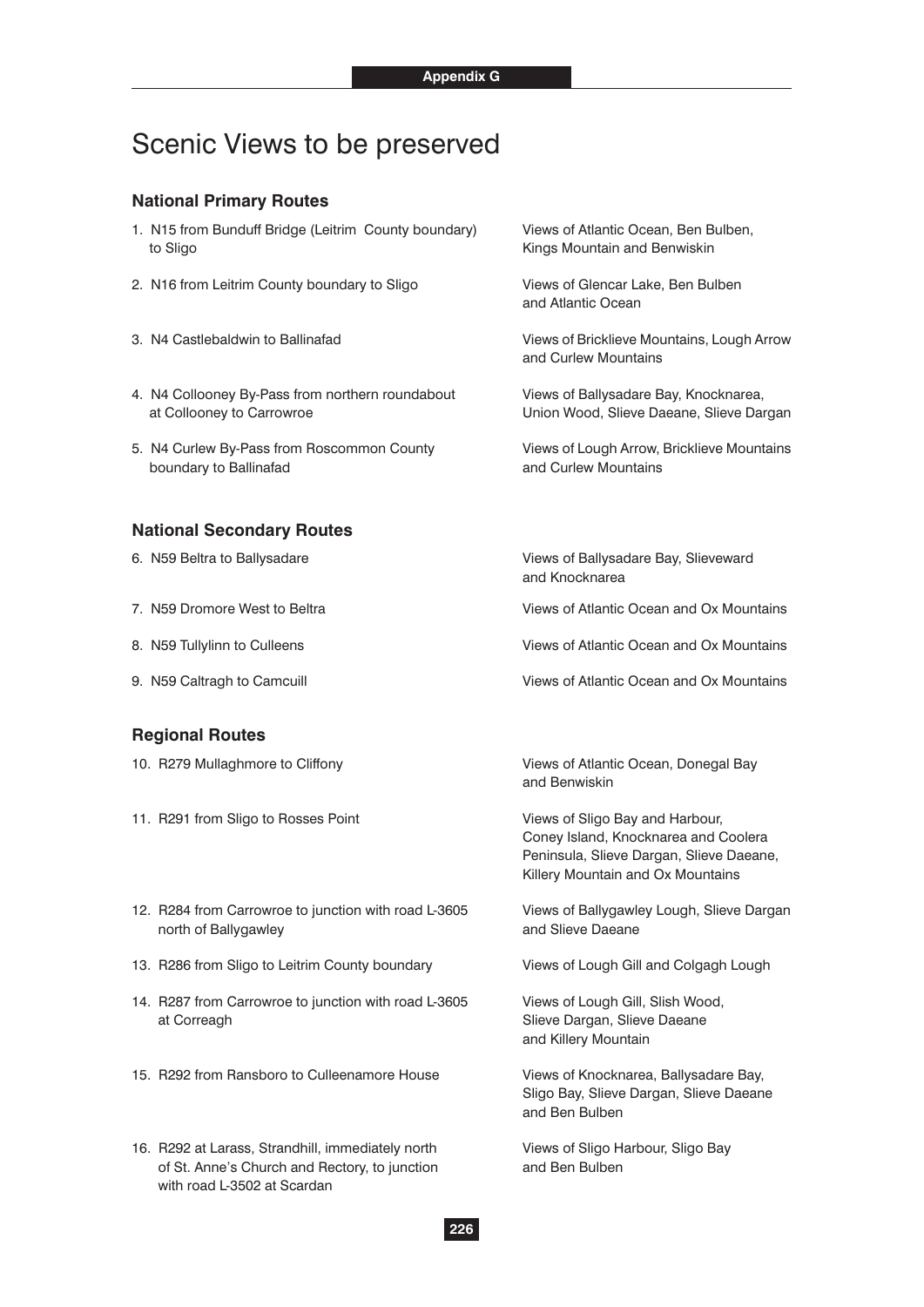Appendix G

# Scenic Views to be preserved

## National Primary Routes

| Route | Views |
|---|---|
| 1. N15 from Bunduff Bridge (Leitrim County boundary) to Sligo | Views of Atlantic Ocean, Ben Bulben, Kings Mountain and Benwiskin |
| 2. N16 from Leitrim County boundary to Sligo | Views of Glencar Lake, Ben Bulben and Atlantic Ocean |
| 3. N4 Castlebaldwin to Ballinafad | Views of Bricklieve Mountains, Lough Arrow and Curlew Mountains |
| 4. N4 Collooney By-Pass from northern roundabout at Collooney to Carrowroe | Views of Ballysadare Bay, Knocknarea, Union Wood, Slieve Daeane, Slieve Dargan |
| 5. N4 Curlew By-Pass from Roscommon County boundary to Ballinafad | Views of Lough Arrow, Bricklieve Mountains and Curlew Mountains |

## National Secondary Routes

| Route | Views |
|---|---|
| 6. N59 Beltra to Ballysadare | Views of Ballysadare Bay, Slieveward and Knocknarea |
| 7. N59 Dromore West to Beltra | Views of Atlantic Ocean and Ox Mountains |
| 8. N59 Tullylinn to Culleens | Views of Atlantic Ocean and Ox Mountains |
| 9. N59 Caltragh to Camcuill | Views of Atlantic Ocean and Ox Mountains |

## Regional Routes

| Route | Views |
|---|---|
| 10. R279 Mullaghmore to Cliffony | Views of Atlantic Ocean, Donegal Bay and Benwiskin |
| 11. R291 from Sligo to Rosses Point | Views of Sligo Bay and Harbour, Coney Island, Knocknarea and Coolera Peninsula, Slieve Dargan, Slieve Daeane, Killery Mountain and Ox Mountains |
| 12. R284 from Carrowroe to junction with road L-3605 north of Ballygawley | Views of Ballygawley Lough, Slieve Dargan and Slieve Daeane |
| 13. R286 from Sligo to Leitrim County boundary | Views of Lough Gill and Colgagh Lough |
| 14. R287 from Carrowroe to junction with road L-3605 at Correagh | Views of Lough Gill, Slish Wood, Slieve Dargan, Slieve Daeane and Killery Mountain |
| 15. R292 from Ransboro to Culleenamore House | Views of Knocknarea, Ballysadare Bay, Sligo Bay, Slieve Dargan, Slieve Daeane and Ben Bulben |
| 16. R292 at Larass, Strandhill, immediately north of St. Anne's Church and Rectory, to junction with road L-3502 at Scardan | Views of Sligo Harbour, Sligo Bay and Ben Bulben |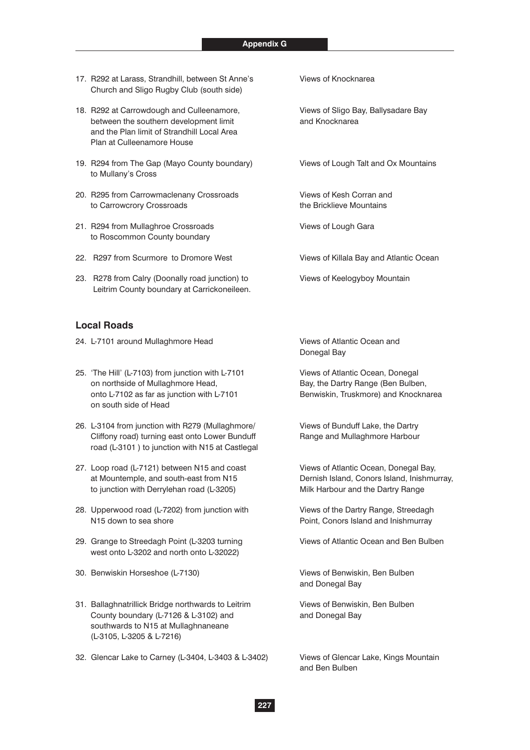| | |
|---|---|
| 17. R292 at Larass, Strandhill, between St Anne's Church and Sligo Rugby Club (south side) | Views of Knocknarea |
| 18. R292 at Carrowdough and Culleenamore, between the southern development limit and the Plan limit of Strandhill Local Area Plan at Culleenamore House | Views of Sligo Bay, Ballysadare Bay and Knocknarea |
| 19. R294 from The Gap (Mayo County boundary) to Mullany's Cross | Views of Lough Talt and Ox Mountains |
| 20. R295 from Carrowmaclenany Crossroads to Carrowcrory Crossroads | Views of Kesh Corran and the Bricklieve Mountains |
| 21. R294 from Mullaghroe Crossroads to Roscommon County boundary | Views of Lough Gara |
| 22. R297 from Scurmore to Dromore West | Views of Killala Bay and Atlantic Ocean |
| 23. R278 from Calry (Doonally road junction) to Leitrim County boundary at Carrickoneileen. | Views of Keelogyboy Mountain |

### Local Roads

| | |
|---|---|
| 24. L-7101 around Mullaghmore Head | Views of Atlantic Ocean and Donegal Bay |
| 25. 'The Hill' (L-7103) from junction with L-7101 on northside of Mullaghmore Head, onto L-7102 as far as junction with L-7101 on south side of Head | Views of Atlantic Ocean, Donegal Bay, the Dartry Range (Ben Bulben, Benwiskin, Truskmore) and Knocknarea |
| 26. L-3104 from junction with R279 (Mullaghmore/ Cliffony road) turning east onto Lower Bunduff road (L-3101 ) to junction with N15 at Castlegal | Views of Bunduff Lake, the Dartry Range and Mullaghmore Harbour |
| 27. Loop road (L-7121) between N15 and coast at Mountemple, and south-east from N15 to junction with Derrylehan road (L-3205) | Views of Atlantic Ocean, Donegal Bay, Dernish Island, Conors Island, Inishmurray, Milk Harbour and the Dartry Range |
| 28. Upperwood road (L-7202) from junction with N15 down to sea shore | Views of the Dartry Range, Streedagh Point, Conors Island and Inishmurray |
| 29. Grange to Streedagh Point (L-3203 turning west onto L-3202 and north onto L-32022) | Views of Atlantic Ocean and Ben Bulben |
| 30. Benwiskin Horseshoe (L-7130) | Views of Benwiskin, Ben Bulben and Donegal Bay |
| 31. Ballaghnatrillick Bridge northwards to Leitrim County boundary (L-7126 & L-3102) and southwards to N15 at Mullaghnaneane (L-3105, L-3205 & L-7216) | Views of Benwiskin, Ben Bulben and Donegal Bay |
| 32. Glencar Lake to Carney (L-3404, L-3403 & L-3402) | Views of Glencar Lake, Kings Mountain and Ben Bulben |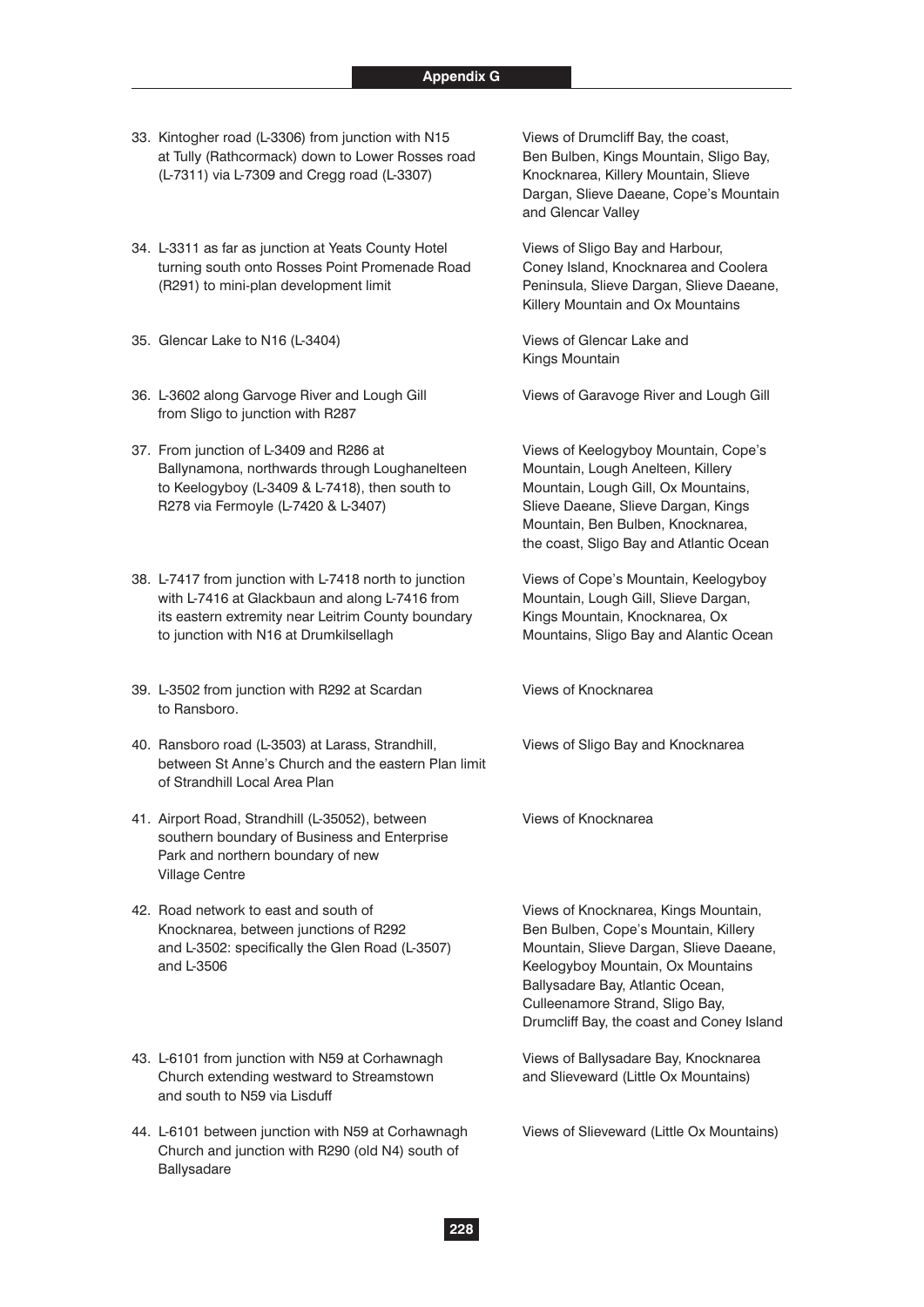| | |
|---|---|
| 33. Kintogher road (L-3306) from junction with N15 at Tully (Rathcormack) down to Lower Rosses road (L-7311) via L-7309 and Cregg road (L-3307) | Views of Drumcliff Bay, the coast, Ben Bulben, Kings Mountain, Sligo Bay, Knocknarea, Killery Mountain, Slieve Dargan, Slieve Daeane, Cope's Mountain and Glencar Valley |
| 34. L-3311 as far as junction at Yeats County Hotel turning south onto Rosses Point Promenade Road (R291) to mini-plan development limit | Views of Sligo Bay and Harbour, Coney Island, Knocknarea and Coolera Peninsula, Slieve Dargan, Slieve Daeane, Killery Mountain and Ox Mountains |
| 35. Glencar Lake to N16 (L-3404) | Views of Glencar Lake and Kings Mountain |
| 36. L-3602 along Garvoge River and Lough Gill from Sligo to junction with R287 | Views of Garavoge River and Lough Gill |
| 37. From junction of L-3409 and R286 at Ballynamona, northwards through Loughanelteen to Keelogyboy (L-3409 & L-7418), then south to R278 via Fermoyle (L-7420 & L-3407) | Views of Keelogyboy Mountain, Cope's Mountain, Lough Anelteen, Killery Mountain, Lough Gill, Ox Mountains, Slieve Daeane, Slieve Dargan, Kings Mountain, Ben Bulben, Knocknarea, the coast, Sligo Bay and Atlantic Ocean |
| 38. L-7417 from junction with L-7418 north to junction with L-7416 at Glackbaun and along L-7416 from its eastern extremity near Leitrim County boundary to junction with N16 at Drumkilsellagh | Views of Cope's Mountain, Keelogyboy Mountain, Lough Gill, Slieve Dargan, Kings Mountain, Knocknarea, Ox Mountains, Sligo Bay and Alantic Ocean |
| 39. L-3502 from junction with R292 at Scardan to Ransboro. | Views of Knocknarea |
| 40. Ransboro road (L-3503) at Larass, Strandhill, between St Anne's Church and the eastern Plan limit of Strandhill Local Area Plan | Views of Sligo Bay and Knocknarea |
| 41. Airport Road, Strandhill (L-35052), between southern boundary of Business and Enterprise Park and northern boundary of new Village Centre | Views of Knocknarea |
| 42. Road network to east and south of Knocknarea, between junctions of R292 and L-3502: specifically the Glen Road (L-3507) and L-3506 | Views of Knocknarea, Kings Mountain, Ben Bulben, Cope's Mountain, Killery Mountain, Slieve Dargan, Slieve Daeane, Keelogyboy Mountain, Ox Mountains Ballysadare Bay, Atlantic Ocean, Culleenamore Strand, Sligo Bay, Drumcliff Bay, the coast and Coney Island |
| 43. L-6101 from junction with N59 at Corhawnagh Church extending westward to Streamstown and south to N59 via Lisduff | Views of Ballysadare Bay, Knocknarea and Slieveward (Little Ox Mountains) |
| 44. L-6101 between junction with N59 at Corhawnagh Church and junction with R290 (old N4) south of Ballysadare | Views of Slieveward (Little Ox Mountains) |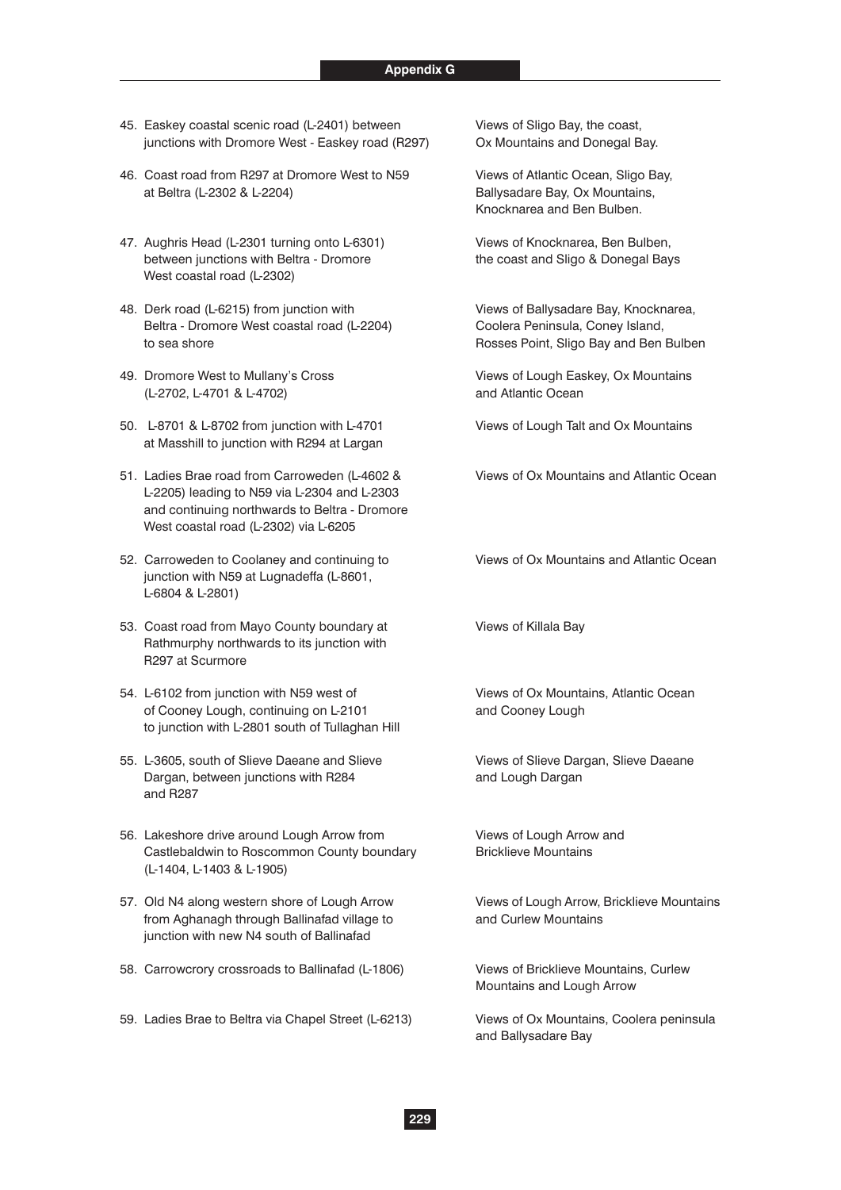| | |
|---|---|
| 45. Easkey coastal scenic road (L-2401) between junctions with Dromore West - Easkey road (R297) | Views of Sligo Bay, the coast, Ox Mountains and Donegal Bay. |
| 46. Coast road from R297 at Dromore West to N59 at Beltra (L-2302 & L-2204) | Views of Atlantic Ocean, Sligo Bay, Ballysadare Bay, Ox Mountains, Knocknarea and Ben Bulben. |
| 47. Aughris Head (L-2301 turning onto L-6301) between junctions with Beltra - Dromore West coastal road (L-2302) | Views of Knocknarea, Ben Bulben, the coast and Sligo & Donegal Bays |
| 48. Derk road (L-6215) from junction with Beltra - Dromore West coastal road (L-2204) to sea shore | Views of Ballysadare Bay, Knocknarea, Coolera Peninsula, Coney Island, Rosses Point, Sligo Bay and Ben Bulben |
| 49. Dromore West to Mullany's Cross (L-2702, L-4701 & L-4702) | Views of Lough Easkey, Ox Mountains and Atlantic Ocean |
| 50. L-8701 & L-8702 from junction with L-4701 at Masshill to junction with R294 at Largan | Views of Lough Talt and Ox Mountains |
| 51. Ladies Brae road from Carroweden (L-4602 & L-2205) leading to N59 via L-2304 and L-2303 and continuing northwards to Beltra - Dromore West coastal road (L-2302) via L-6205 | Views of Ox Mountains and Atlantic Ocean |
| 52. Carroweden to Coolaney and continuing to junction with N59 at Lugnadeffa (L-8601, L-6804 & L-2801) | Views of Ox Mountains and Atlantic Ocean |
| 53. Coast road from Mayo County boundary at Rathmurphy northwards to its junction with R297 at Scurmore | Views of Killala Bay |
| 54. L-6102 from junction with N59 west of of Cooney Lough, continuing on L-2101 to junction with L-2801 south of Tullaghan Hill | Views of Ox Mountains, Atlantic Ocean and Cooney Lough |
| 55. L-3605, south of Slieve Daeane and Slieve Dargan, between junctions with R284 and R287 | Views of Slieve Dargan, Slieve Daeane and Lough Dargan |
| 56. Lakeshore drive around Lough Arrow from Castlebaldwin to Roscommon County boundary (L-1404, L-1403 & L-1905) | Views of Lough Arrow and Bricklieve Mountains |
| 57. Old N4 along western shore of Lough Arrow from Aghanagh through Ballinafad village to junction with new N4 south of Ballinafad | Views of Lough Arrow, Bricklieve Mountains and Curlew Mountains |
| 58. Carrowcrory crossroads to Ballinafad (L-1806) | Views of Bricklieve Mountains, Curlew Mountains and Lough Arrow |
| 59. Ladies Brae to Beltra via Chapel Street (L-6213) | Views of Ox Mountains, Coolera peninsula and Ballysadare Bay |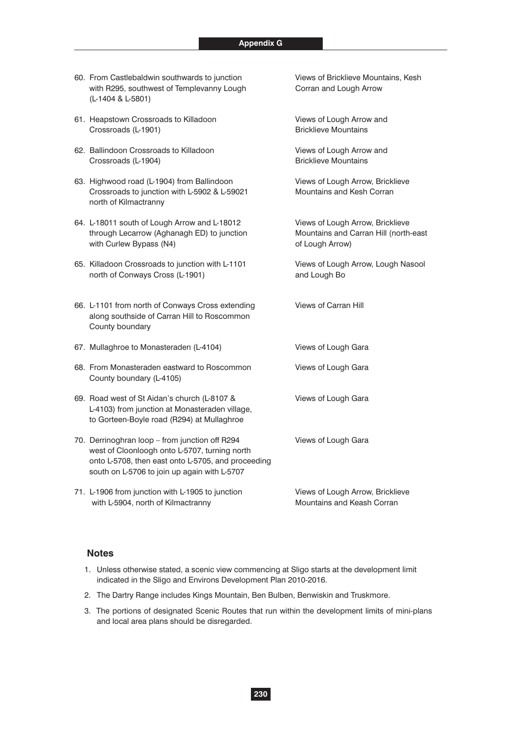| | |
|---|---|
| 60. From Castlebaldwin southwards to junction with R295, southwest of Templevanny Lough (L-1404 & L-5801) | Views of Bricklieve Mountains, Kesh Corran and Lough Arrow |
| 61. Heapstown Crossroads to Killadoon Crossroads (L-1901) | Views of Lough Arrow and Bricklieve Mountains |
| 62. Ballindoon Crossroads to Killadoon Crossroads (L-1904) | Views of Lough Arrow and Bricklieve Mountains |
| 63. Highwood road (L-1904) from Ballindoon Crossroads to junction with L-5902 & L-59021 north of Kilmactranny | Views of Lough Arrow, Bricklieve Mountains and Kesh Corran |
| 64. L-18011 south of Lough Arrow and L-18012 through Lecarrow (Aghanagh ED) to junction with Curlew Bypass (N4) | Views of Lough Arrow, Bricklieve Mountains and Carran Hill (north-east of Lough Arrow) |
| 65. Killadoon Crossroads to junction with L-1101 north of Conways Cross (L-1901) | Views of Lough Arrow, Lough Nasool and Lough Bo |
| 66. L-1101 from north of Conways Cross extending along southside of Carran Hill to Roscommon County boundary | Views of Carran Hill |
| 67. Mullaghroe to Monasteraden (L-4104) | Views of Lough Gara |
| 68. From Monasteraden eastward to Roscommon County boundary (L-4105) | Views of Lough Gara |
| 69. Road west of St Aidan's church (L-8107 & L-4103) from junction at Monasteraden village, to Gorteen-Boyle road (R294) at Mullaghroe | Views of Lough Gara |
| 70. Derrinoghran loop – from junction off R294 west of Cloonloogh onto L-5707, turning north onto L-5708, then east onto L-5705, and proceeding south on L-5706 to join up again with L-5707 | Views of Lough Gara |
| 71. L-1906 from junction with L-1905 to junction with L-5904, north of Kilmactranny | Views of Lough Arrow, Bricklieve Mountains and Keash Corran |

## Notes

1. Unless otherwise stated, a scenic view commencing at Sligo starts at the development limit indicated in the Sligo and Environs Development Plan 2010-2016.
2. The Dartry Range includes Kings Mountain, Ben Bulben, Benwiskin and Truskmore.
3. The portions of designated Scenic Routes that run within the development limits of mini-plans and local area plans should be disregarded.